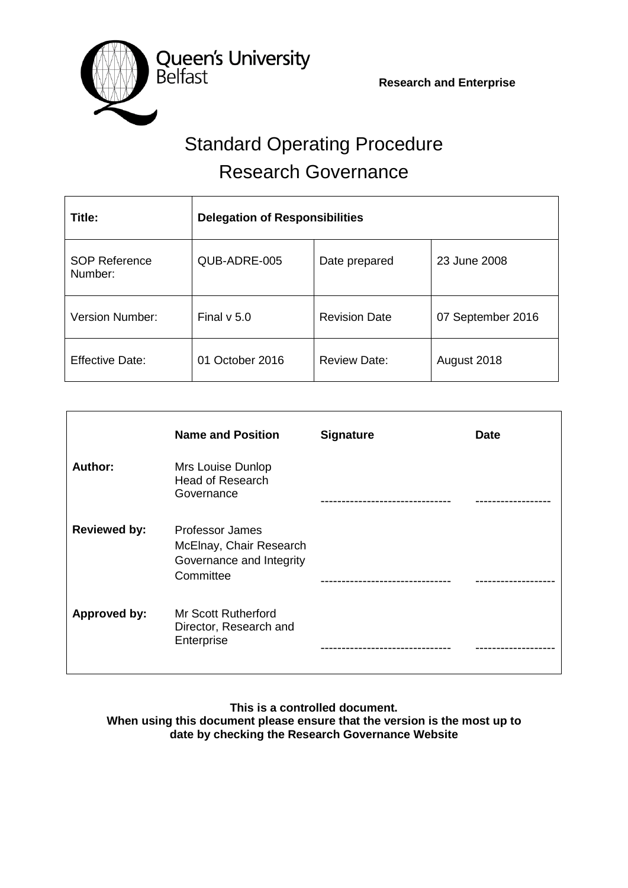Queen's University Belfast

**Research and Enterprise**

# Standard Operating Procedure
# Research Governance

| **Title:** | **Delegation of Responsibilities** | | |
|---|---|---|---|
| SOP Reference Number: | QUB-ADRE-005 | Date prepared | 23 June 2008 |
| Version Number: | Final v 5.0 | Revision Date | 07 September 2016 |
| Effective Date: | 01 October 2016 | Review Date: | August 2018 |

| | **Name and Position** | **Signature** | **Date** |
|---|---|---|---|
| **Author:** | Mrs Louise Dunlop Head of Research Governance | ------------------------------- | ------------------ |
| **Reviewed by:** | Professor James McElnay, Chair Research Governance and Integrity Committee | ------------------------------- | ------------------- |
| **Approved by:** | Mr Scott Rutherford Director, Research and Enterprise | ------------------------------- | ------------------- |

**This is a controlled document.**
**When using this document please ensure that the version is the most up to date by checking the Research Governance Website**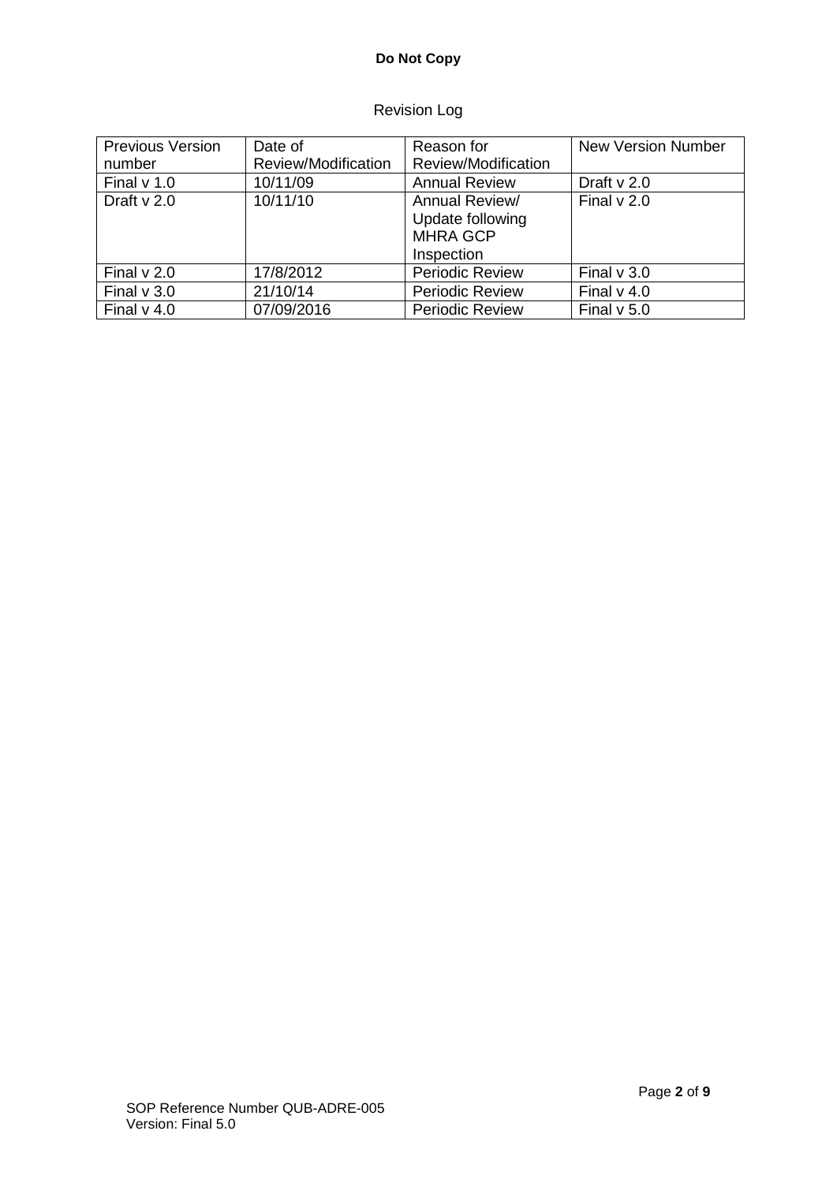Revision Log

| Previous Version number | Date of Review/Modification | Reason for Review/Modification | New Version Number |
| --- | --- | --- | --- |
| Final v 1.0 | 10/11/09 | Annual Review | Draft v 2.0 |
| Draft v 2.0 | 10/11/10 | Annual Review/ Update following MHRA GCP Inspection | Final v 2.0 |
| Final v 2.0 | 17/8/2012 | Periodic Review | Final v 3.0 |
| Final v 3.0 | 21/10/14 | Periodic Review | Final v 4.0 |
| Final v 4.0 | 07/09/2016 | Periodic Review | Final v 5.0 |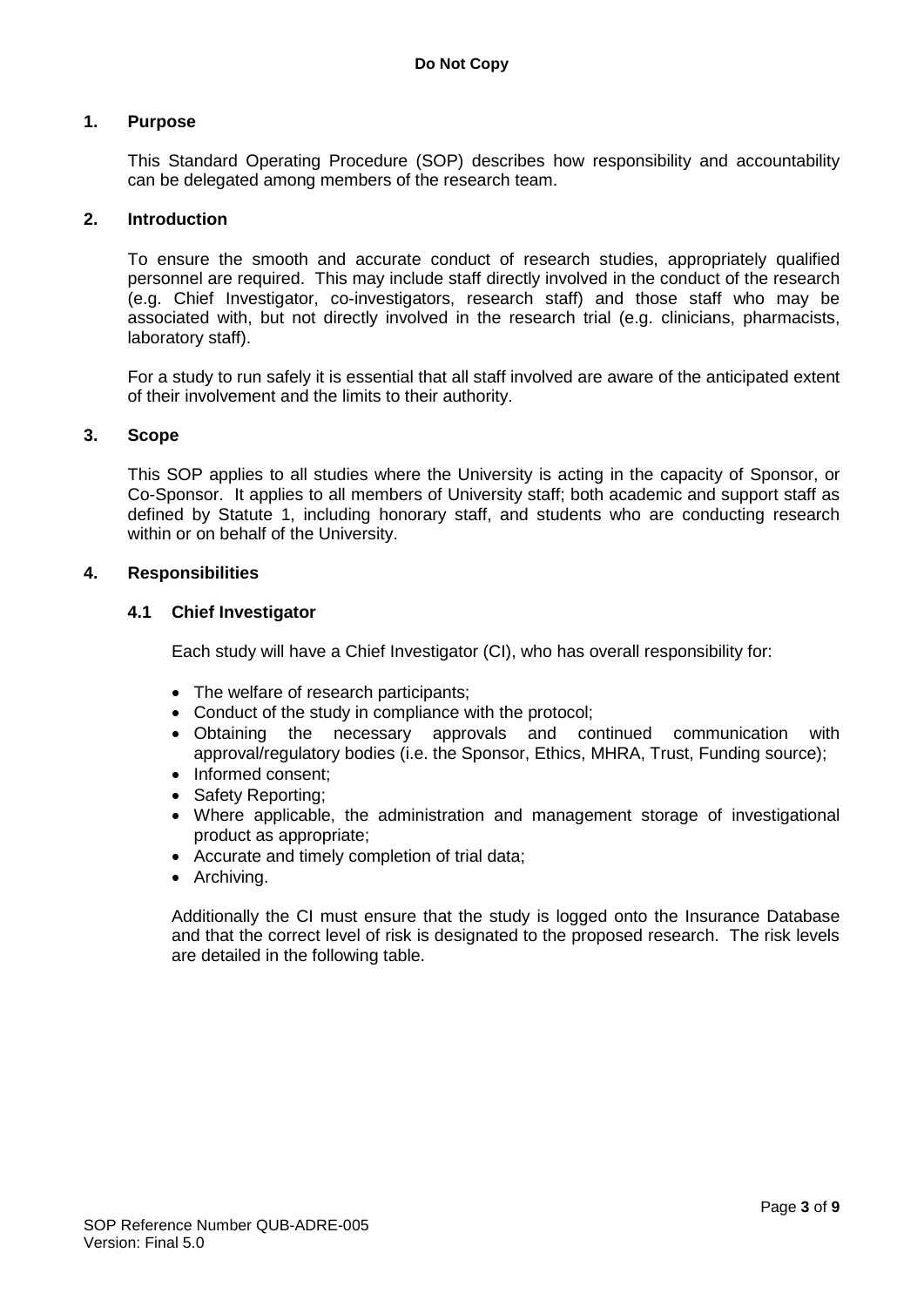**Do Not Copy**

## 1. Purpose

This Standard Operating Procedure (SOP) describes how responsibility and accountability can be delegated among members of the research team.

## 2. Introduction

To ensure the smooth and accurate conduct of research studies, appropriately qualified personnel are required. This may include staff directly involved in the conduct of the research (e.g. Chief Investigator, co-investigators, research staff) and those staff who may be associated with, but not directly involved in the research trial (e.g. clinicians, pharmacists, laboratory staff).

For a study to run safely it is essential that all staff involved are aware of the anticipated extent of their involvement and the limits to their authority.

## 3. Scope

This SOP applies to all studies where the University is acting in the capacity of Sponsor, or Co-Sponsor. It applies to all members of University staff; both academic and support staff as defined by Statute 1, including honorary staff, and students who are conducting research within or on behalf of the University.

## 4. Responsibilities

### 4.1 Chief Investigator

Each study will have a Chief Investigator (CI), who has overall responsibility for:

- The welfare of research participants;
- Conduct of the study in compliance with the protocol;
- Obtaining the necessary approvals and continued communication with approval/regulatory bodies (i.e. the Sponsor, Ethics, MHRA, Trust, Funding source);
- Informed consent;
- Safety Reporting;
- Where applicable, the administration and management storage of investigational product as appropriate;
- Accurate and timely completion of trial data;
- Archiving.

Additionally the CI must ensure that the study is logged onto the Insurance Database and that the correct level of risk is designated to the proposed research. The risk levels are detailed in the following table.

SOP Reference Number QUB-ADRE-005
Version: Final 5.0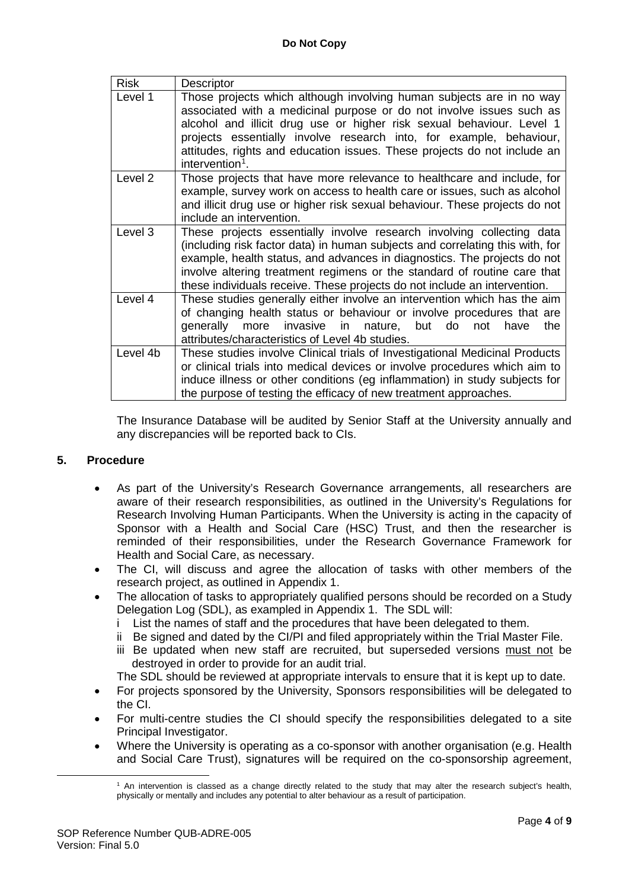| Risk | Descriptor |
|---|---|
| Level 1 | Those projects which although involving human subjects are in no way associated with a medicinal purpose or do not involve issues such as alcohol and illicit drug use or higher risk sexual behaviour. Level 1 projects essentially involve research into, for example, behaviour, attitudes, rights and education issues. These projects do not include an intervention[1]. |
| Level 2 | Those projects that have more relevance to healthcare and include, for example, survey work on access to health care or issues, such as alcohol and illicit drug use or higher risk sexual behaviour. These projects do not include an intervention. |
| Level 3 | These projects essentially involve research involving collecting data (including risk factor data) in human subjects and correlating this with, for example, health status, and advances in diagnostics. The projects do not involve altering treatment regimens or the standard of routine care that these individuals receive. These projects do not include an intervention. |
| Level 4 | These studies generally either involve an intervention which has the aim of changing health status or behaviour or involve procedures that are generally more invasive in nature, but do not have the attributes/characteristics of Level 4b studies. |
| Level 4b | These studies involve Clinical trials of Investigational Medicinal Products or clinical trials into medical devices or involve procedures which aim to induce illness or other conditions (eg inflammation) in study subjects for the purpose of testing the efficacy of new treatment approaches. |

The Insurance Database will be audited by Senior Staff at the University annually and any discrepancies will be reported back to CIs.

## 5. Procedure

- As part of the University's Research Governance arrangements, all researchers are aware of their research responsibilities, as outlined in the University's Regulations for Research Involving Human Participants. When the University is acting in the capacity of Sponsor with a Health and Social Care (HSC) Trust, and then the researcher is reminded of their responsibilities, under the Research Governance Framework for Health and Social Care, as necessary.
- The CI, will discuss and agree the allocation of tasks with other members of the research project, as outlined in Appendix 1.
- The allocation of tasks to appropriately qualified persons should be recorded on a Study Delegation Log (SDL), as exampled in Appendix 1. The SDL will:
  - i List the names of staff and the procedures that have been delegated to them.
  - ii Be signed and dated by the CI/PI and filed appropriately within the Trial Master File.
  - iii Be updated when new staff are recruited, but superseded versions must not be destroyed in order to provide for an audit trial.

  The SDL should be reviewed at appropriate intervals to ensure that it is kept up to date.
- For projects sponsored by the University, Sponsors responsibilities will be delegated to the CI.
- For multi-centre studies the CI should specify the responsibilities delegated to a site Principal Investigator.
- Where the University is operating as a co-sponsor with another organisation (e.g. Health and Social Care Trust), signatures will be required on the co-sponsorship agreement,

[1] An intervention is classed as a change directly related to the study that may alter the research subject's health, physically or mentally and includes any potential to alter behaviour as a result of participation.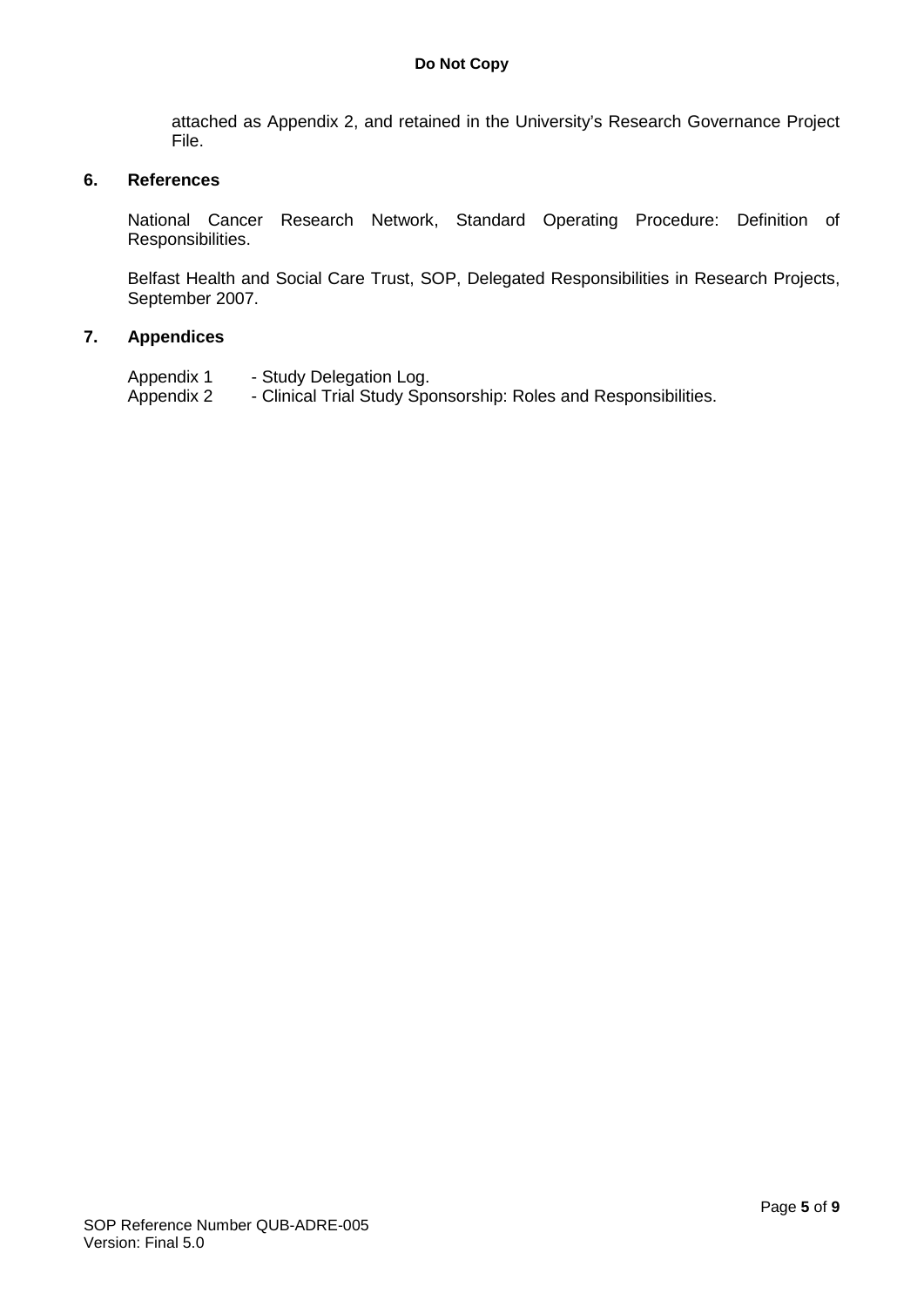attached as Appendix 2, and retained in the University's Research Governance Project File.

## 6. References

National Cancer Research Network, Standard Operating Procedure: Definition of Responsibilities.

Belfast Health and Social Care Trust, SOP, Delegated Responsibilities in Research Projects, September 2007.

## 7. Appendices

Appendix 1 - Study Delegation Log.
Appendix 2 - Clinical Trial Study Sponsorship: Roles and Responsibilities.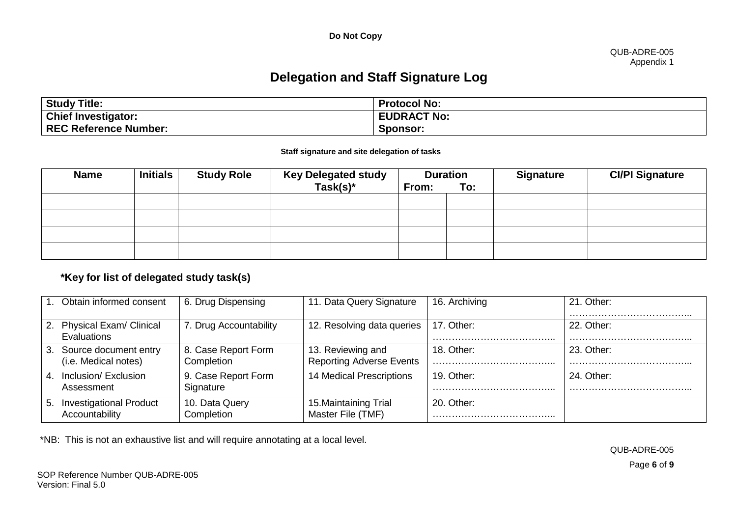**Do Not Copy**

QUB-ADRE-005
Appendix 1

# Delegation and Staff Signature Log

| **Study Title:** | **Protocol No:** |
|---|---|
| **Chief Investigator:** | **EUDRACT No:** |
| **REC Reference Number:** | **Sponsor:** |

**Staff signature and site delegation of tasks**

| Name | Initials | Study Role | Key Delegated study Task(s)* | Duration From: | To: | Signature | CI/PI Signature |
|---|---|---|---|---|---|---|---|
| | | | | | | | |
| | | | | | | | |
| | | | | | | | |
| | | | | | | | |

### *Key for list of delegated study task(s)

| | | | | |
|---|---|---|---|---|
| 1. Obtain informed consent | 6. Drug Dispensing | 11. Data Query Signature | 16. Archiving | 21. Other: ……………………………….. |
| 2. Physical Exam/ Clinical Evaluations | 7. Drug Accountability | 12. Resolving data queries | 17. Other: ……………………………….. | 22. Other: ……………………………….. |
| 3. Source document entry (i.e. Medical notes) | 8. Case Report Form Completion | 13. Reviewing and Reporting Adverse Events | 18. Other: ……………………………….. | 23. Other: ……………………………….. |
| 4. Inclusion/ Exclusion Assessment | 9. Case Report Form Signature | 14 Medical Prescriptions | 19. Other: ……………………………….. | 24. Other: ……………………………….. |
| 5. Investigational Product Accountability | 10. Data Query Completion | 15.Maintaining Trial Master File (TMF) | 20. Other: ……………………………….. | |

*NB: This is not an exhaustive list and will require annotating at a local level.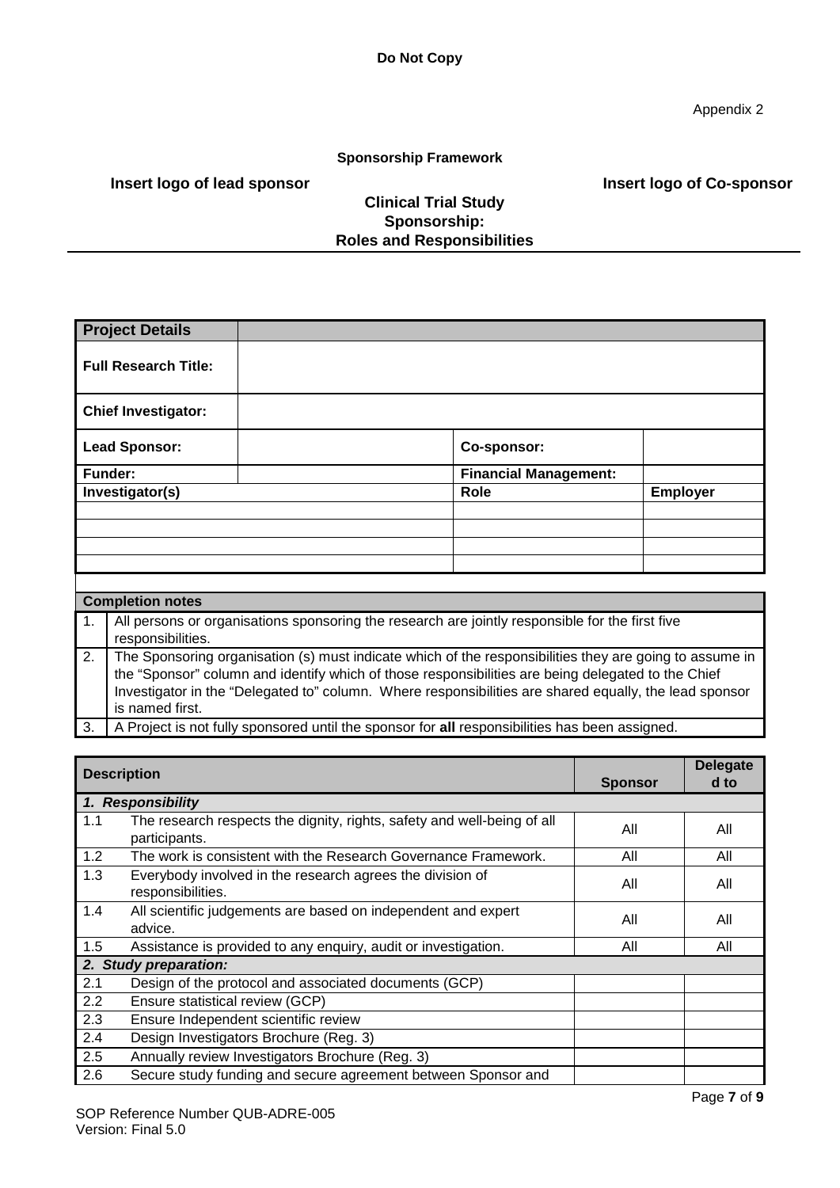**Do Not Copy**

Appendix 2

**Sponsorship Framework**

**Insert logo of lead sponsor** **Insert logo of Co-sponsor**

## Clinical Trial Study Sponsorship: Roles and Responsibilities

| **Project Details** | | | |
|---|---|---|---|
| **Full Research Title:** | | | |
| **Chief Investigator:** | | | |
| **Lead Sponsor:** | | **Co-sponsor:** | |
| **Funder:** | | **Financial Management:** | |
| **Investigator(s)** | | **Role** | **Employer** |
| | | | |
| | | | |
| | | | |
| | | | |

| **Completion notes** | |
|---|---|
| 1. | All persons or organisations sponsoring the research are jointly responsible for the first five responsibilities. |
| 2. | The Sponsoring organisation (s) must indicate which of the responsibilities they are going to assume in the "Sponsor" column and identify which of those responsibilities are being delegated to the Chief Investigator in the "Delegated to" column. Where responsibilities are shared equally, the lead sponsor is named first. |
| 3. | A Project is not fully sponsored until the sponsor for **all** responsibilities has been assigned. |

| **Description** | | **Sponsor** | **Delegated to** |
|---|---|---|---|
| ***1. Responsibility*** | | | |
| 1.1 | The research respects the dignity, rights, safety and well-being of all participants. | All | All |
| 1.2 | The work is consistent with the Research Governance Framework. | All | All |
| 1.3 | Everybody involved in the research agrees the division of responsibilities. | All | All |
| 1.4 | All scientific judgements are based on independent and expert advice. | All | All |
| 1.5 | Assistance is provided to any enquiry, audit or investigation. | All | All |
| ***2. Study preparation:*** | | | |
| 2.1 | Design of the protocol and associated documents (GCP) | | |
| 2.2 | Ensure statistical review (GCP) | | |
| 2.3 | Ensure Independent scientific review | | |
| 2.4 | Design Investigators Brochure (Reg. 3) | | |
| 2.5 | Annually review Investigators Brochure (Reg. 3) | | |
| 2.6 | Secure study funding and secure agreement between Sponsor and | | |

SOP Reference Number QUB-ADRE-005
Version: Final 5.0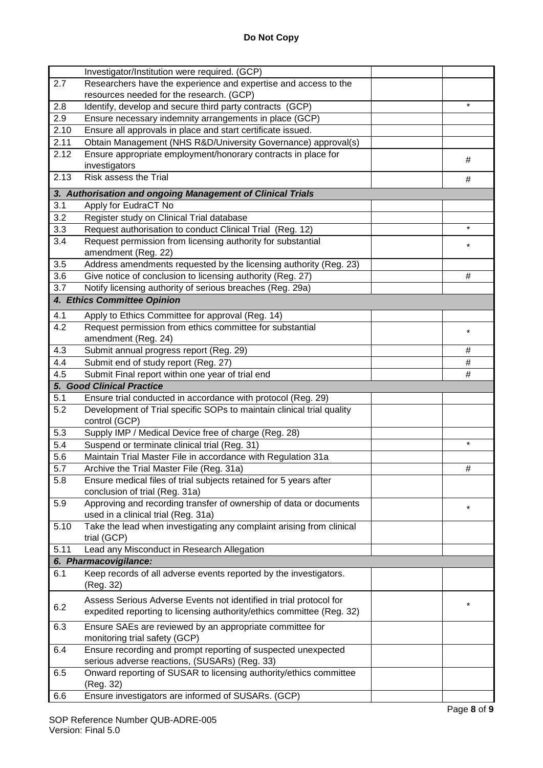**Do Not Copy**

| | | | |
|---|---|---|---|
| | Investigator/Institution were required. (GCP) | | |
| 2.7 | Researchers have the experience and expertise and access to the resources needed for the research. (GCP) | | |
| 2.8 | Identify, develop and secure third party contracts (GCP) | | * |
| 2.9 | Ensure necessary indemnity arrangements in place (GCP) | | |
| 2.10 | Ensure all approvals in place and start certificate issued. | | |
| 2.11 | Obtain Management (NHS R&D/University Governance) approval(s) | | |
| 2.12 | Ensure appropriate employment/honorary contracts in place for investigators | | # |
| 2.13 | Risk assess the Trial | | # |
| ***3. Authorisation and ongoing Management of Clinical Trials*** | | | |
| 3.1 | Apply for EudraCT No | | |
| 3.2 | Register study on Clinical Trial database | | |
| 3.3 | Request authorisation to conduct Clinical Trial (Reg. 12) | | * |
| 3.4 | Request permission from licensing authority for substantial amendment (Reg. 22) | | * |
| 3.5 | Address amendments requested by the licensing authority (Reg. 23) | | |
| 3.6 | Give notice of conclusion to licensing authority (Reg. 27) | | # |
| 3.7 | Notify licensing authority of serious breaches (Reg. 29a) | | |
| ***4. Ethics Committee Opinion*** | | | |
| 4.1 | Apply to Ethics Committee for approval (Reg. 14) | | |
| 4.2 | Request permission from ethics committee for substantial amendment (Reg. 24) | | * |
| 4.3 | Submit annual progress report (Reg. 29) | | # |
| 4.4 | Submit end of study report (Reg. 27) | | # |
| 4.5 | Submit Final report within one year of trial end | | # |
| ***5. Good Clinical Practice*** | | | |
| 5.1 | Ensure trial conducted in accordance with protocol (Reg. 29) | | |
| 5.2 | Development of Trial specific SOPs to maintain clinical trial quality control (GCP) | | |
| 5.3 | Supply IMP / Medical Device free of charge (Reg. 28) | | |
| 5.4 | Suspend or terminate clinical trial (Reg. 31) | | * |
| 5.6 | Maintain Trial Master File in accordance with Regulation 31a | | |
| 5.7 | Archive the Trial Master File (Reg. 31a) | | # |
| 5.8 | Ensure medical files of trial subjects retained for 5 years after conclusion of trial (Reg. 31a) | | |
| 5.9 | Approving and recording transfer of ownership of data or documents used in a clinical trial (Reg. 31a) | | * |
| 5.10 | Take the lead when investigating any complaint arising from clinical trial (GCP) | | |
| 5.11 | Lead any Misconduct in Research Allegation | | |
| ***6. Pharmacovigilance:*** | | | |
| 6.1 | Keep records of all adverse events reported by the investigators. (Reg. 32) | | |
| 6.2 | Assess Serious Adverse Events not identified in trial protocol for expedited reporting to licensing authority/ethics committee (Reg. 32) | | * |
| 6.3 | Ensure SAEs are reviewed by an appropriate committee for monitoring trial safety (GCP) | | |
| 6.4 | Ensure recording and prompt reporting of suspected unexpected serious adverse reactions, (SUSARs) (Reg. 33) | | |
| 6.5 | Onward reporting of SUSAR to licensing authority/ethics committee (Reg. 32) | | |
| 6.6 | Ensure investigators are informed of SUSARs. (GCP) | | |

SOP Reference Number QUB-ADRE-005
Version: Final 5.0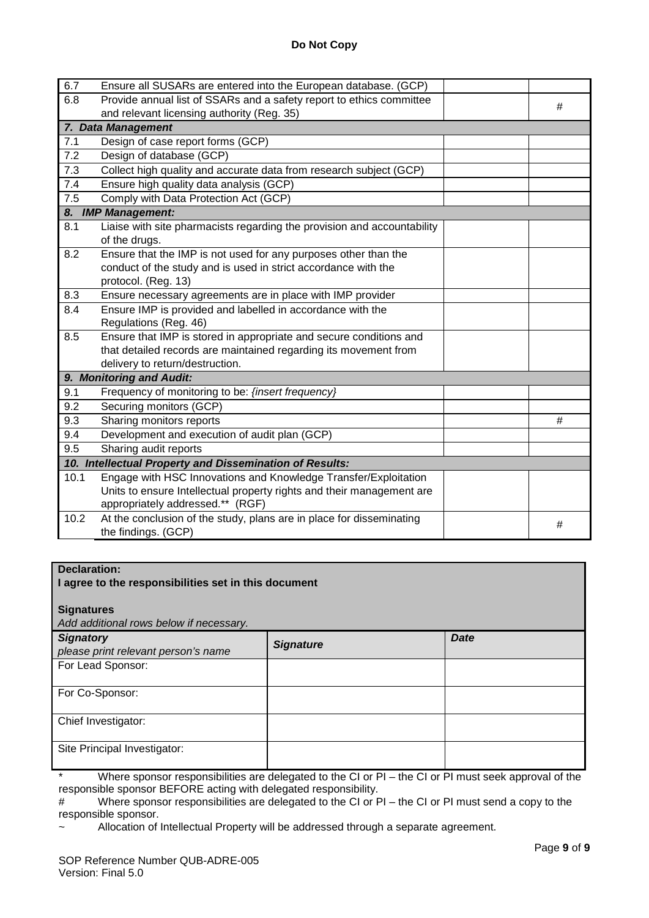**Do Not Copy**

| | | | |
|---|---|---|---|
| 6.7 | Ensure all SUSARs are entered into the European database. (GCP) | | |
| 6.8 | Provide annual list of SSARs and a safety report to ethics committee and relevant licensing authority (Reg. 35) | | # |
| ***7. Data Management*** | | | |
| 7.1 | Design of case report forms (GCP) | | |
| 7.2 | Design of database (GCP) | | |
| 7.3 | Collect high quality and accurate data from research subject (GCP) | | |
| 7.4 | Ensure high quality data analysis (GCP) | | |
| 7.5 | Comply with Data Protection Act (GCP) | | |
| ***8. IMP Management:*** | | | |
| 8.1 | Liaise with site pharmacists regarding the provision and accountability of the drugs. | | |
| 8.2 | Ensure that the IMP is not used for any purposes other than the conduct of the study and is used in strict accordance with the protocol. (Reg. 13) | | |
| 8.3 | Ensure necessary agreements are in place with IMP provider | | |
| 8.4 | Ensure IMP is provided and labelled in accordance with the Regulations (Reg. 46) | | |
| 8.5 | Ensure that IMP is stored in appropriate and secure conditions and that detailed records are maintained regarding its movement from delivery to return/destruction. | | |
| ***9. Monitoring and Audit:*** | | | |
| 9.1 | Frequency of monitoring to be: *{insert frequency}* | | |
| 9.2 | Securing monitors (GCP) | | |
| 9.3 | Sharing monitors reports | | # |
| 9.4 | Development and execution of audit plan (GCP) | | |
| 9.5 | Sharing audit reports | | |
| ***10. Intellectual Property and Dissemination of Results:*** | | | |
| 10.1 | Engage with HSC Innovations and Knowledge Transfer/Exploitation Units to ensure Intellectual property rights and their management are appropriately addressed.** (RGF) | | |
| 10.2 | At the conclusion of the study, plans are in place for disseminating the findings. (GCP) | | # |

**Declaration:**
**I agree to the responsibilities set in this document**

**Signatures**
*Add additional rows below if necessary.*

| ***Signatory*** *please print relevant person's name* | ***Signature*** | ***Date*** |
|---|---|---|
| For Lead Sponsor: | | |
| For Co-Sponsor: | | |
| Chief Investigator: | | |
| Site Principal Investigator: | | |

\* Where sponsor responsibilities are delegated to the CI or PI – the CI or PI must seek approval of the responsible sponsor BEFORE acting with delegated responsibility.

\# Where sponsor responsibilities are delegated to the CI or PI – the CI or PI must send a copy to the responsible sponsor.

~ Allocation of Intellectual Property will be addressed through a separate agreement.

SOP Reference Number QUB-ADRE-005
Version: Final 5.0